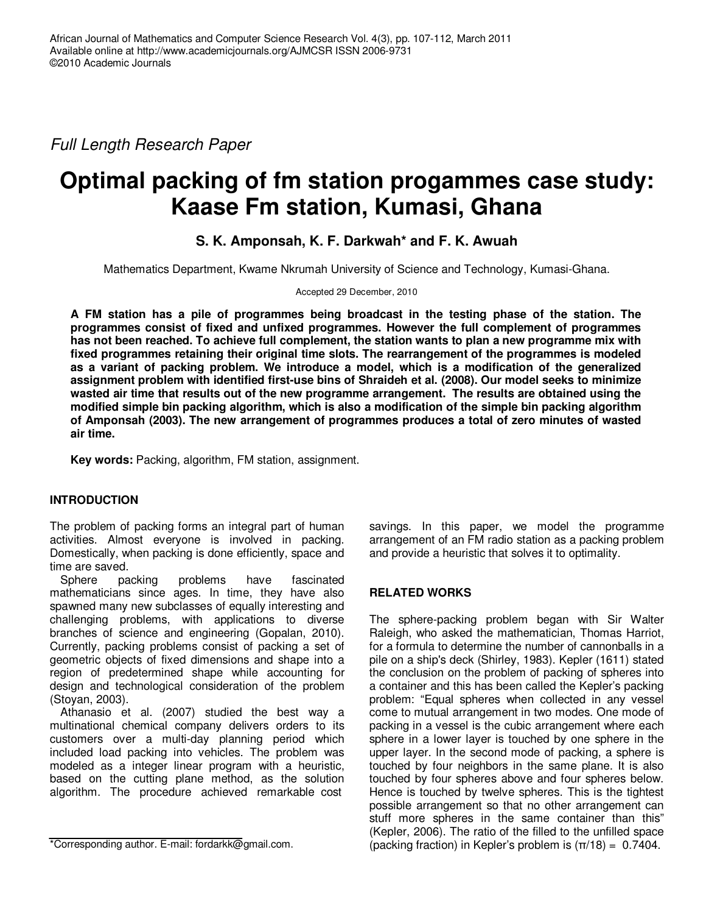*Full Length Research Paper*

# Optimal packing of fm station progammes case study: Kaase Fm station, Kumasi, Ghana

**S. K. Amponsah, K. F. Darkwah\* and F. K. Awuah**

Mathematics Department, Kwame Nkrumah University of Science and Technology, Kumasi-Ghana.

Accepted 29 December, 2010

**A FM station has a pile of programmes being broadcast in the testing phase of the station. The programmes consist of fixed and unfixed programmes. However the full complement of programmes has not been reached. To achieve full complement, the station wants to plan a new programme mix with fixed programmes retaining their original time slots. The rearrangement of the programmes is modeled as a variant of packing problem. We introduce a model, which is a modification of the generalized assignment problem with identified first-use bins of Shraideh et al. (2008). Our model seeks to minimize wasted air time that results out of the new programme arrangement. The results are obtained using the modified simple bin packing algorithm, which is also a modification of the simple bin packing algorithm of Amponsah (2003). The new arrangement of programmes produces a total of zero minutes of wasted air time.**

**Key words:** Packing, algorithm, FM station, assignment.

## INTRODUCTION

The problem of packing forms an integral part of human activities. Almost everyone is involved in packing. Domestically, when packing is done efficiently, space and time are saved.

Sphere packing problems have fascinated mathematicians since ages. In time, they have also spawned many new subclasses of equally interesting and challenging problems, with applications to diverse branches of science and engineering (Gopalan, 2010). Currently, packing problems consist of packing a set of geometric objects of fixed dimensions and shape into a region of predetermined shape while accounting for design and technological consideration of the problem (Stoyan, 2003).

Athanasio et al. (2007) studied the best way a multinational chemical company delivers orders to its customers over a multi-day planning period which included load packing into vehicles. The problem was modeled as a integer linear program with a heuristic, based on the cutting plane method, as the solution algorithm. The procedure achieved remarkable cost savings. In this paper, we model the programme arrangement of an FM radio station as a packing problem and provide a heuristic that solves it to optimality.

## RELATED WORKS

The sphere-packing problem began with Sir Walter Raleigh, who asked the mathematician, Thomas Harriot, for a formula to determine the number of cannonballs in a pile on a ship's deck (Shirley, 1983). Kepler (1611) stated the conclusion on the problem of packing of spheres into a container and this has been called the Kepler's packing problem: "Equal spheres when collected in any vessel come to mutual arrangement in two modes. One mode of packing in a vessel is the cubic arrangement where each sphere in a lower layer is touched by one sphere in the upper layer. In the second mode of packing, a sphere is touched by four neighbors in the same plane. It is also touched by four spheres above and four spheres below. Hence is touched by twelve spheres. This is the tightest possible arrangement so that no other arrangement can stuff more spheres in the same container than this" (Kepler, 2006). The ratio of the filled to the unfilled space (packing fraction) in Kepler's problem is $(\pi/18) = 0.7404$.

\*Corresponding author. E-mail: fordarkk@gmail.com.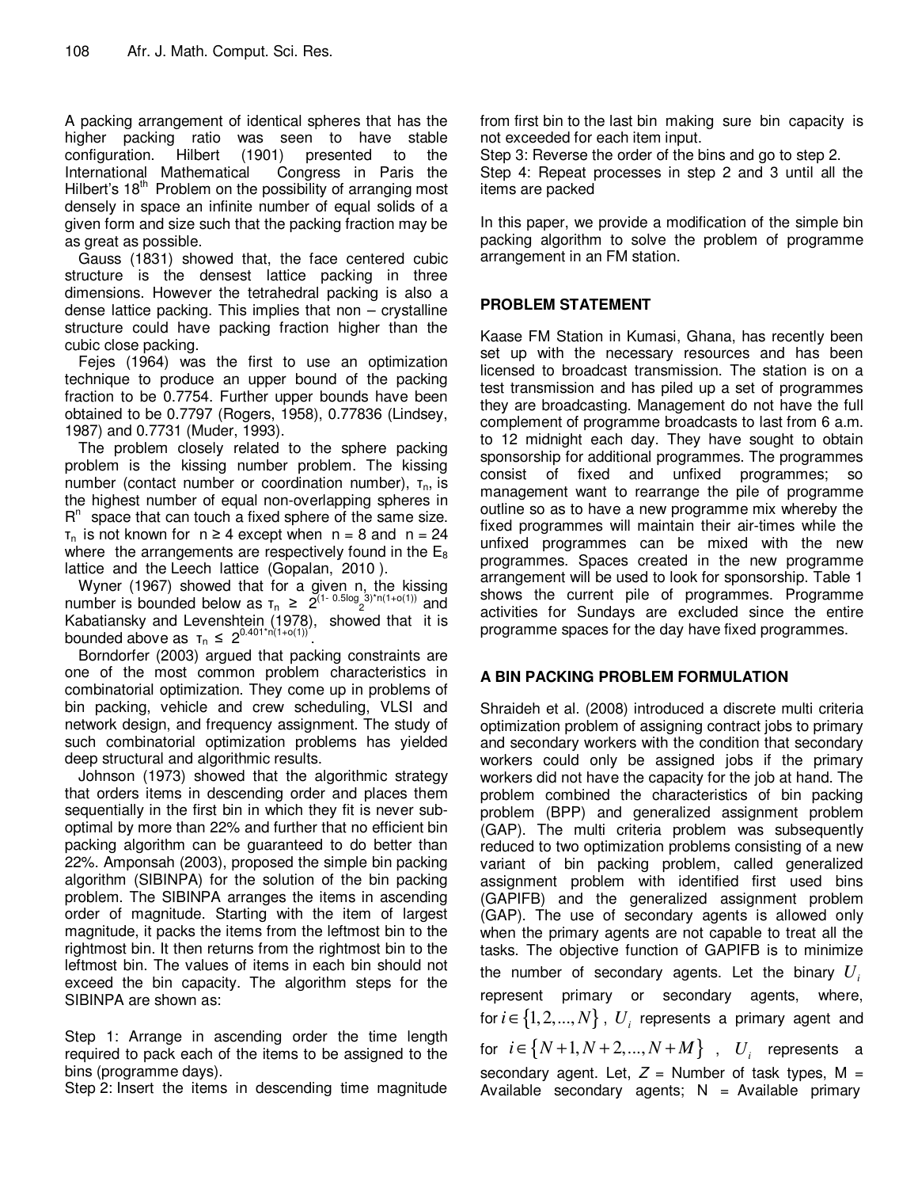A packing arrangement of identical spheres that has the higher packing ratio was seen to have stable configuration. Hilbert (1901) presented to the International Mathematical Congress in Paris the Hilbert's $18^{th}$ Problem on the possibility of arranging most densely in space an infinite number of equal solids of a given form and size such that the packing fraction may be as great as possible.

Gauss (1831) showed that, the face centered cubic structure is the densest lattice packing in three dimensions. However the tetrahedral packing is also a dense lattice packing. This implies that non – crystalline structure could have packing fraction higher than the cubic close packing.

Fejes (1964) was the first to use an optimization technique to produce an upper bound of the packing fraction to be 0.7754. Further upper bounds have been obtained to be 0.7797 (Rogers, 1958), 0.77836 (Lindsey, 1987) and 0.7731 (Muder, 1993).

The problem closely related to the sphere packing problem is the kissing number problem. The kissing number (contact number or coordination number), $\tau_n$, is the highest number of equal non-overlapping spheres in $R^n$ space that can touch a fixed sphere of the same size. $\tau_n$ is not known for $n \geq 4$ except when $n = 8$ and $n = 24$ where the arrangements are respectively found in the $E_8$ lattice and the Leech lattice (Gopalan, 2010 ).

Wyner (1967) showed that for a given n, the kissing number is bounded below as $\tau_n \geq 2^{(1-0.5\log_2 3)*n(1+o(1))}$ and Kabatiansky and Levenshtein (1978), showed that it is bounded above as $\tau_n \leq 2^{0.401*n(1+o(1))}$.

Borndorfer (2003) argued that packing constraints are one of the most common problem characteristics in combinatorial optimization. They come up in problems of bin packing, vehicle and crew scheduling, VLSI and network design, and frequency assignment. The study of such combinatorial optimization problems has yielded deep structural and algorithmic results.

Johnson (1973) showed that the algorithmic strategy that orders items in descending order and places them sequentially in the first bin in which they fit is never sub-optimal by more than 22% and further that no efficient bin packing algorithm can be guaranteed to do better than 22%. Amponsah (2003), proposed the simple bin packing algorithm (SIBINPA) for the solution of the bin packing problem. The SIBINPA arranges the items in ascending order of magnitude. Starting with the item of largest magnitude, it packs the items from the leftmost bin to the rightmost bin. It then returns from the rightmost bin to the leftmost bin. The values of items in each bin should not exceed the bin capacity. The algorithm steps for the SIBINPA are shown as:

Step 1: Arrange in ascending order the time length required to pack each of the items to be assigned to the bins (programme days).
Step 2: Insert the items in descending time magnitude from first bin to the last bin making sure bin capacity is not exceeded for each item input.
Step 3: Reverse the order of the bins and go to step 2.
Step 4: Repeat processes in step 2 and 3 until all the items are packed

In this paper, we provide a modification of the simple bin packing algorithm to solve the problem of programme arrangement in an FM station.

## PROBLEM STATEMENT

Kaase FM Station in Kumasi, Ghana, has recently been set up with the necessary resources and has been licensed to broadcast transmission. The station is on a test transmission and has piled up a set of programmes they are broadcasting. Management do not have the full complement of programme broadcasts to last from 6 a.m. to 12 midnight each day. They have sought to obtain sponsorship for additional programmes. The programmes consist of fixed and unfixed programmes; so management want to rearrange the pile of programme outline so as to have a new programme mix whereby the fixed programmes will maintain their air-times while the unfixed programmes can be mixed with the new programmes. Spaces created in the new programme arrangement will be used to look for sponsorship. Table 1 shows the current pile of programmes. Programme activities for Sundays are excluded since the entire programme spaces for the day have fixed programmes.

## A BIN PACKING PROBLEM FORMULATION

Shraideh et al. (2008) introduced a discrete multi criteria optimization problem of assigning contract jobs to primary and secondary workers with the condition that secondary workers could only be assigned jobs if the primary workers did not have the capacity for the job at hand. The problem combined the characteristics of bin packing problem (BPP) and generalized assignment problem (GAP). The multi criteria problem was subsequently reduced to two optimization problems consisting of a new variant of bin packing problem, called generalized assignment problem with identified first used bins (GAPIFB) and the generalized assignment problem (GAP). The use of secondary agents is allowed only when the primary agents are not capable to treat all the tasks. The objective function of GAPIFB is to minimize the number of secondary agents. Let the binary $U_i$ represent primary or secondary agents, where, for $i \in \{1, 2, ..., N\}$, $U_i$ represents a primary agent and for $i \in \{N+1, N+2, ..., N+M\}$, $U_i$ represents a secondary agent. Let, $Z$ = Number of task types, M = Available secondary agents; N = Available primary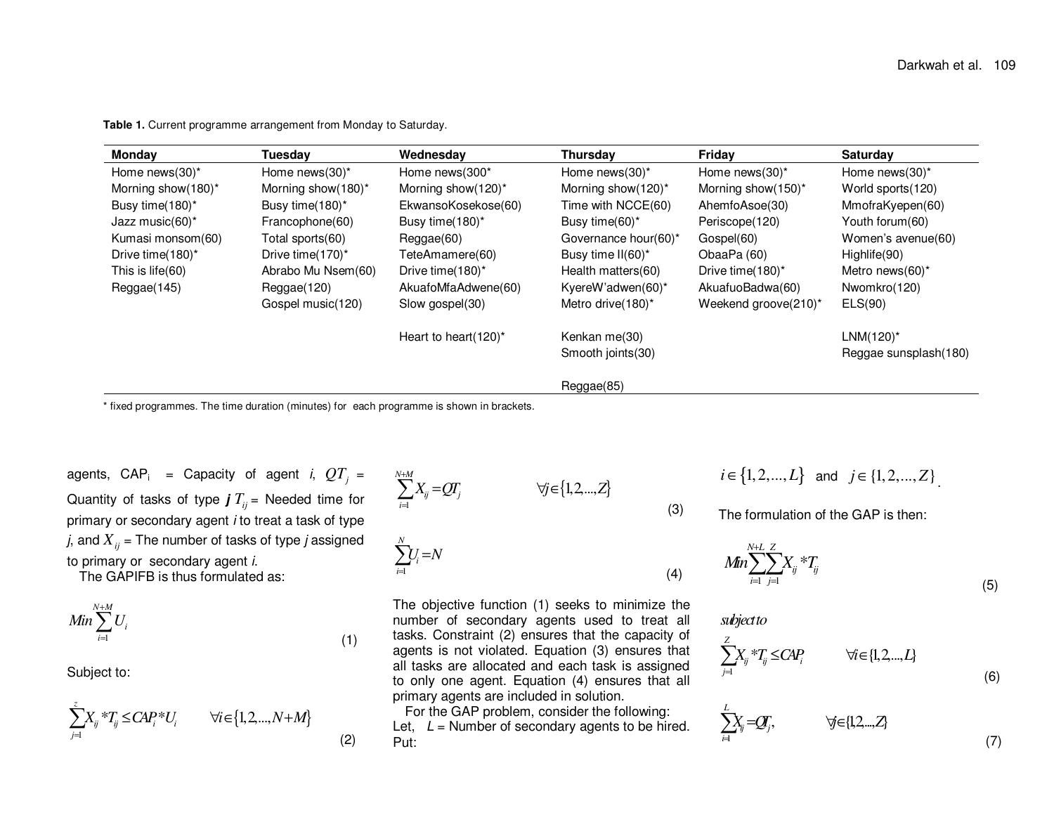**Table 1.** Current programme arrangement from Monday to Saturday.

| Monday | Tuesday | Wednesday | Thursday | Friday | Saturday |
|---|---|---|---|---|---|
| Home news(30)* | Home news(30)* | Home news(300* | Home news(30)* | Home news(30)* | Home news(30)* |
| Morning show(180)* | Morning show(180)* | Morning show(120)* | Morning show(120)* | Morning show(150)* | World sports(120) |
| Busy time(180)* | Busy time(180)* | EkwansoKosekose(60) | Time with NCCE(60) | AhemfoAsoe(30) | MmofraKyepen(60) |
| Jazz music(60)* | Francophone(60) | Busy time(180)* | Busy time(60)* | Periscope(120) | Youth forum(60) |
| Kumasi monsom(60) | Total sports(60) | Reggae(60) | Governance hour(60)* | Gospel(60) | Women's avenue(60) |
| Drive time(180)* | Drive time(170)* | TeteAmamere(60) | Busy time II(60)* | ObaaPa (60) | Highlife(90) |
| This is life(60) | Abrabo Mu Nsem(60) | Drive time(180)* | Health matters(60) | Drive time(180)* | Metro news(60)* |
| Reggae(145) | Reggae(120) | AkuafoMfaAdwene(60) | KyereW'adwen(60)* | AkuafuoBadwa(60) | Nwomkro(120) |
| | Gospel music(120) | Slow gospel(30) | Metro drive(180)* | Weekend groove(210)* | ELS(90) |
| | | Heart to heart(120)* | Kenkan me(30) | | LNM(120)* |
| | | | Smooth joints(30) | | Reggae sunsplash(180) |
| | | | Reggae(85) | | |

\* fixed programmes. The time duration (minutes) for each programme is shown in brackets.

agents, $CAP_i$ = Capacity of agent $i$, $QT_j$ = Quantity of tasks of type $j$ $T_{ij}$ = Needed time for primary or secondary agent $i$ to treat a task of type $j$, and $X_{ij}$ = The number of tasks of type $j$ assigned to primary or secondary agent $i$.

The GAPIFB is thus formulated as:

$$Min \sum_{i=1}^{N+M} U_i \tag{1}$$

Subject to:

$$\sum_{j=1}^{z} X_{ij} * T_{ij} \leq CAP_i * U_i \qquad \forall i \in \{1,2,...,N+M\} \tag{2}$$

$$\sum_{i=1}^{N+M} X_{ij} = QT_j \qquad \forall j \in \{1,2,...,Z\} \tag{3}$$

$$\sum_{i=1}^{N} U_i = N \tag{4}$$

The objective function (1) seeks to minimize the number of secondary agents used to treat all tasks. Constraint (2) ensures that the capacity of agents is not violated. Equation (3) ensures that all tasks are allocated and each task is assigned to only one agent. Equation (4) ensures that all primary agents are included in solution.

For the GAP problem, consider the following:

Let, $L$ = Number of secondary agents to be hired.

Put: $i \in \{1,2,...,L\}$ and $j \in \{1,2,...,Z\}$.

The formulation of the GAP is then:

$$Min \sum_{i=1}^{N+L} \sum_{j=1}^{Z} X_{ij} * T_{ij} \tag{5}$$

subject to

$$\sum_{j=1}^{Z} X_{ij} * T_{ij} \leq CAP_i \qquad \forall i \in \{1,2,...,L\} \tag{6}$$

$$\sum_{i=1}^{L} X_{ij} = QT_j, \qquad \forall j \in \{1,2,...,Z\} \tag{7}$$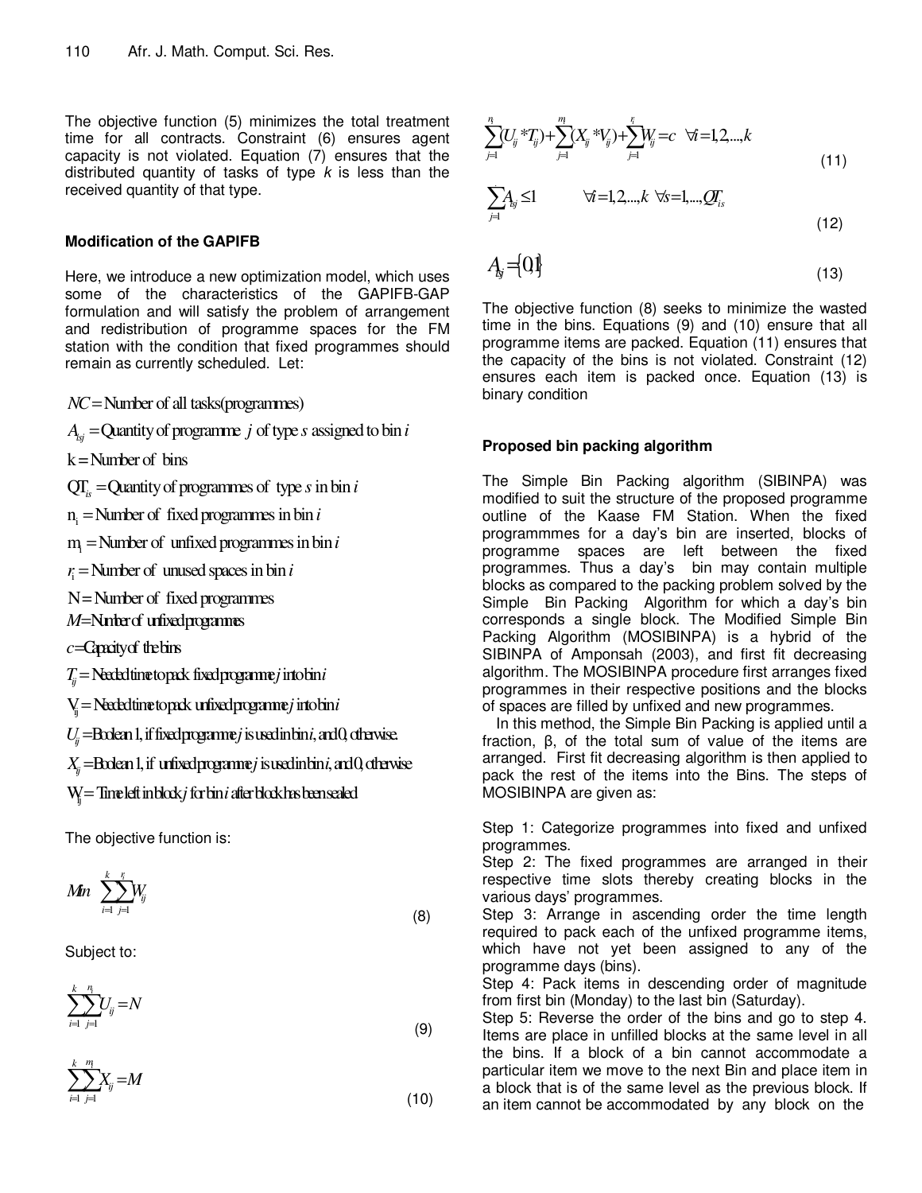The objective function (5) minimizes the total treatment time for all contracts. Constraint (6) ensures agent capacity is not violated. Equation (7) ensures that the distributed quantity of tasks of type $k$ is less than the received quantity of that type.

### Modification of the GAPIFB

Here, we introduce a new optimization model, which uses some of the characteristics of the GAPIFB-GAP formulation and will satisfy the problem of arrangement and redistribution of programme spaces for the FM station with the condition that fixed programmes should remain as currently scheduled. Let:

$NC = \text{Number of all tasks(programmes)}$

$A_{isj} = \text{Quantity of programme } j \text{ of type } s \text{ assigned to bin } i$

$\text{k} = \text{Number of bins}$

$\text{QT}_{is} = \text{Quantity of programmes of type } s \text{ in bin } i$

$\text{n}_i = \text{Number of fixed programmes in bin } i$

$\text{m}_i = \text{Number of unfixed programmes in bin } i$

$r_i = \text{Number of unused spaces in bin } i$

$\text{N} = \text{Number of fixed programmes}$

$M = \text{Number of unfixed programmes}$

$c = \text{Capacity of the bins}$

$T_{ij} = \text{Needed time to pack fixed programme } j \text{ into bin } i$

$\text{V}_{ij} = \text{Needed time to pack unfixed programme } j \text{ into bin } i$

$U_{ij} = \text{Boolean 1, if fixed programme } j \text{ is used in bin } i \text{, and 0, otherwise.}$

$X_{ij} = \text{Boolean 1, if unfixed programme } j \text{ is used in bin } i \text{, and 0, otherwise}$

$\text{W}_{ij} = \text{Time left in block } j \text{ for bin } i \text{ after block has been sealed}$

The objective function is:

$$Min \sum_{i=1}^{k}\sum_{j=1}^{r_i} W_{ij} \tag{8}$$

Subject to:

$$\sum_{i=1}^{k}\sum_{j=1}^{n_i} U_{ij} = N \tag{9}$$

$$\sum_{i=1}^{k}\sum_{j=1}^{m_i} X_{ij} = M \tag{10}$$

$$\sum_{j=1}^{n_i}(U_{ij} * T_{ij}) + \sum_{j=1}^{m_i}(X_{ij} * V_{ij}) + \sum_{j=1}^{r_i} W_{ij} = c \quad \forall i = 1,2,...,k \tag{11}$$

$$\sum_{j=1} A_{isj} \leq 1 \qquad \forall i = 1,2,...,k \;\; \forall s = 1,...,QT_{is} \tag{12}$$

$$A_{isj} = \{0,1\} \tag{13}$$

The objective function (8) seeks to minimize the wasted time in the bins. Equations (9) and (10) ensure that all programme items are packed. Equation (11) ensures that the capacity of the bins is not violated. Constraint (12) ensures each item is packed once. Equation (13) is binary condition

### Proposed bin packing algorithm

The Simple Bin Packing algorithm (SIBINPA) was modified to suit the structure of the proposed programme outline of the Kaase FM Station. When the fixed programmmes for a day's bin are inserted, blocks of programme spaces are left between the fixed programmes. Thus a day's bin may contain multiple blocks as compared to the packing problem solved by the Simple Bin Packing Algorithm for which a day's bin corresponds a single block. The Modified Simple Bin Packing Algorithm (MOSIBINPA) is a hybrid of the SIBINPA of Amponsah (2003), and first fit decreasing algorithm. The MOSIBINPA procedure first arranges fixed programmes in their respective positions and the blocks of spaces are filled by unfixed and new programmes.

In this method, the Simple Bin Packing is applied until a fraction, β, of the total sum of value of the items are arranged. First fit decreasing algorithm is then applied to pack the rest of the items into the Bins. The steps of MOSIBINPA are given as:

Step 1: Categorize programmes into fixed and unfixed programmes.

Step 2: The fixed programmes are arranged in their respective time slots thereby creating blocks in the various days' programmes.

Step 3: Arrange in ascending order the time length required to pack each of the unfixed programme items, which have not yet been assigned to any of the programme days (bins).

Step 4: Pack items in descending order of magnitude from first bin (Monday) to the last bin (Saturday).

Step 5: Reverse the order of the bins and go to step 4. Items are place in unfilled blocks at the same level in all the bins. If a block of a bin cannot accommodate a particular item we move to the next Bin and place item in a block that is of the same level as the previous block. If an item cannot be accommodated by any block on the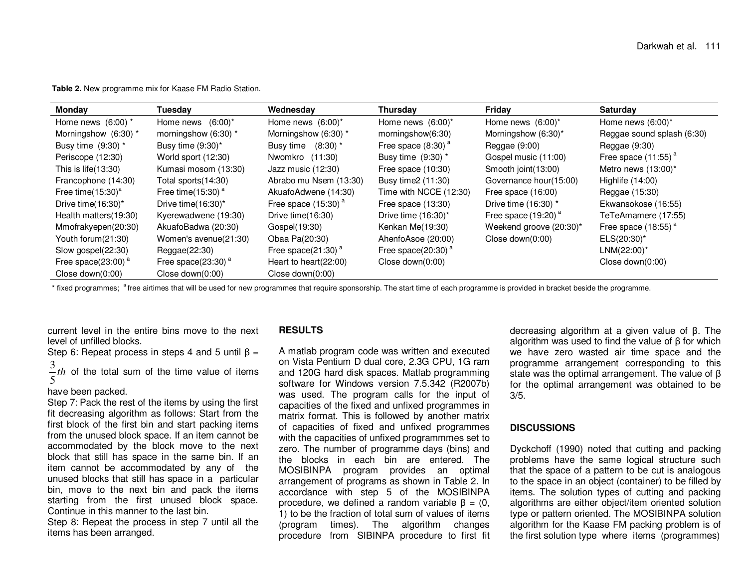**Table 2.** New programme mix for Kaase FM Radio Station.

| Monday | Tuesday | Wednesday | Thursday | Friday | Saturday |
|---|---|---|---|---|---|
| Home news (6:00) * | Home news (6:00)* | Home news (6:00)* | Home news (6:00)* | Home news (6:00)* | Home news (6:00)* |
| Morningshow (6:30) * | morningshow (6:30) * | Morningshow (6:30) * | morningshow(6:30) | Morningshow (6:30)* | Reggae sound splash (6:30) |
| Busy time (9:30) * | Busy time (9:30)* | Busy time (8:30) * | Free space (8:30) [a] | Reggae (9:00) | Reggae (9:30) |
| Periscope (12:30) | World sport (12:30) | Nwomkro (11:30) | Busy time (9:30) * | Gospel music (11:00) | Free space (11:55) [a] |
| This is life(13:30) | Kumasi mosom (13:30) | Jazz music (12:30) | Free space (10:30) | Smooth joint(13:00) | Metro news (13:00)* |
| Francophone (14:30) | Total sports(14:30) | Abrabo mu Nsem (13:30) | Busy time2 (11:30) | Governance hour(15:00) | Highlife (14:00) |
| Free time(15:30)[a] | Free time(15:30) [a] | AkuafoAdwene (14:30) | Time with NCCE (12:30) | Free space (16:00) | Reggae (15:30) |
| Drive time(16:30)* | Drive time(16:30)* | Free space (15:30) [a] | Free space (13:30) | Drive time (16:30) * | Ekwansokose (16:55) |
| Health matters(19:30) | Kyerewadwene (19:30) | Drive time(16:30) | Drive time (16:30)* | Free space (19:20) [a] | TeTeAmamere (17:55) |
| Mmofrakyepen(20:30) | AkuafoBadwa (20:30) | Gospel(19:30) | Kenkan Me(19:30) | Weekend groove (20:30)* | Free space (18:55) [a] |
| Youth forum(21:30) | Women's avenue(21:30) | Obaa Pa(20:30) | AhenfoAsoe (20:00) | Close down(0:00) | ELS(20:30)* |
| Slow gospel(22:30) | Reggae(22:30) | Free space(21:30) [a] | Free space(20:30) [a] | | LNM(22:00)* |
| Free space(23:00) [a] | Free space(23:30) [a] | Heart to heart(22:00) | Close down(0:00) | | Close down(0:00) |
| Close down(0:00) | Close down(0:00) | Close down(0:00) | | | |

\* fixed programmes; [a] free airtimes that will be used for new programmes that require sponsorship. The start time of each programme is provided in bracket beside the programme.

current level in the entire bins move to the next level of unfilled blocks.

Step 6: Repeat process in steps 4 and 5 until $\beta = \frac{3}{5}th$ of the total sum of the time value of items have been packed.

Step 7: Pack the rest of the items by using the first fit decreasing algorithm as follows: Start from the first block of the first bin and start packing items from the unused block space. If an item cannot be accommodated by the block move to the next block that still has space in the same bin. If an item cannot be accommodated by any of the unused blocks that still has space in a particular bin, move to the next bin and pack the items starting from the first unused block space. Continue in this manner to the last bin.

Step 8: Repeat the process in step 7 until all the items has been arranged.

## RESULTS

A matlab program code was written and executed on Vista Pentium D dual core, 2.3G CPU, 1G ram and 120G hard disk spaces. Matlab programming software for Windows version 7.5.342 (R2007b) was used. The program calls for the input of capacities of the fixed and unfixed programmes in matrix format. This is followed by another matrix of capacities of fixed and unfixed programmes with the capacities of unfixed programmmes set to zero. The number of programme days (bins) and the blocks in each bin are entered. The MOSIBINPA program provides an optimal arrangement of programs as shown in Table 2. In accordance with step 5 of the MOSIBINPA procedure, we defined a random variable $\beta = (0, 1)$ to be the fraction of total sum of values of items (program times). The algorithm changes procedure from SIBINPA procedure to first fit decreasing algorithm at a given value of β. The algorithm was used to find the value of β for which we have zero wasted air time space and the programme arrangement corresponding to this state was the optimal arrangement. The value of β for the optimal arrangement was obtained to be 3/5.

## DISCUSSIONS

Dyckchoff (1990) noted that cutting and packing problems have the same logical structure such that the space of a pattern to be cut is analogous to the space in an object (container) to be filled by items. The solution types of cutting and packing algorithms are either object/item oriented solution type or pattern oriented. The MOSIBINPA solution algorithm for the Kaase FM packing problem is of the first solution type where items (programmes)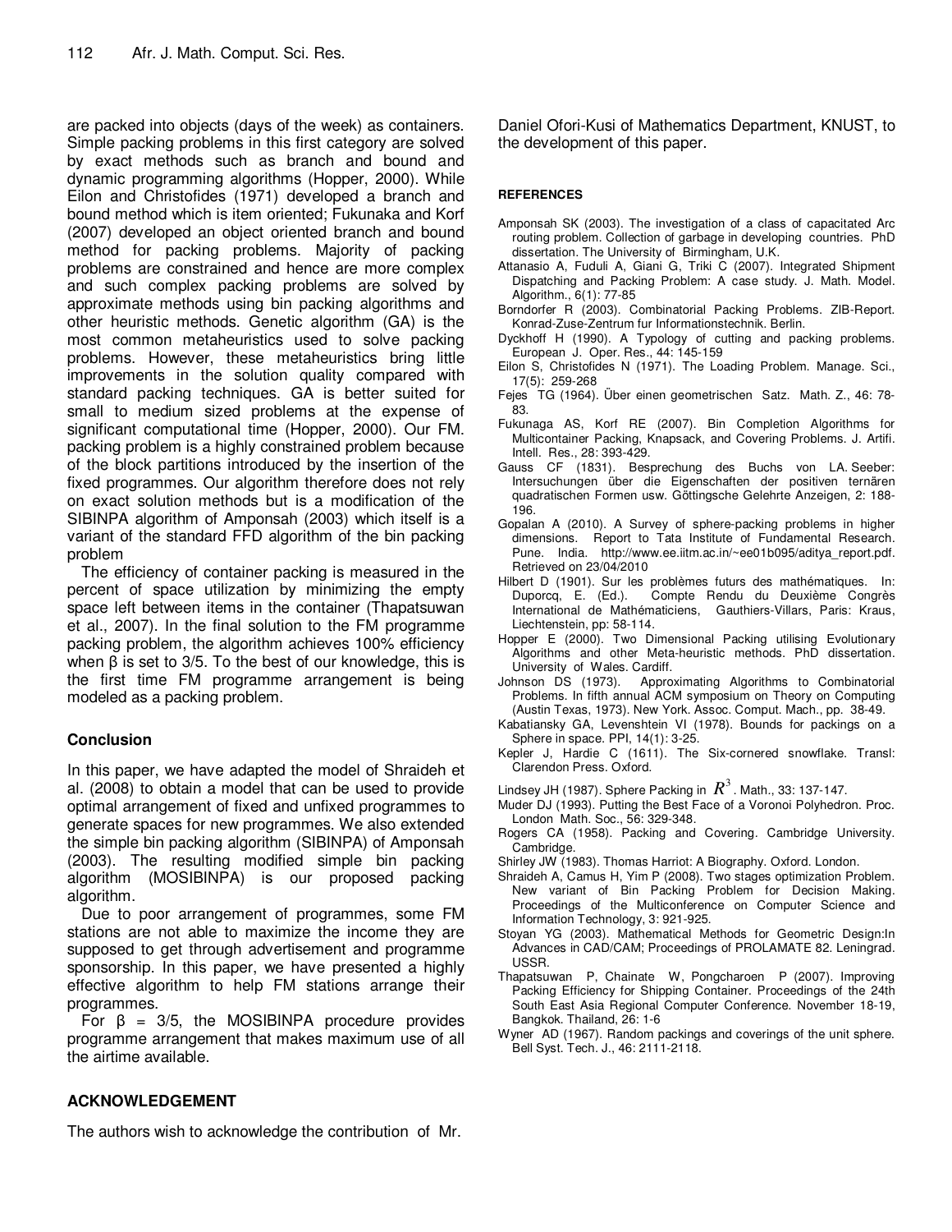are packed into objects (days of the week) as containers. Simple packing problems in this first category are solved by exact methods such as branch and bound and dynamic programming algorithms (Hopper, 2000). While Eilon and Christofides (1971) developed a branch and bound method which is item oriented; Fukunaka and Korf (2007) developed an object oriented branch and bound method for packing problems. Majority of packing problems are constrained and hence are more complex and such complex packing problems are solved by approximate methods using bin packing algorithms and other heuristic methods. Genetic algorithm (GA) is the most common metaheuristics used to solve packing problems. However, these metaheuristics bring little improvements in the solution quality compared with standard packing techniques. GA is better suited for small to medium sized problems at the expense of significant computational time (Hopper, 2000). Our FM. packing problem is a highly constrained problem because of the block partitions introduced by the insertion of the fixed programmes. Our algorithm therefore does not rely on exact solution methods but is a modification of the SIBINPA algorithm of Amponsah (2003) which itself is a variant of the standard FFD algorithm of the bin packing problem

The efficiency of container packing is measured in the percent of space utilization by minimizing the empty space left between items in the container (Thapatsuwan et al., 2007). In the final solution to the FM programme packing problem, the algorithm achieves 100% efficiency when $\beta$ is set to 3/5. To the best of our knowledge, this is the first time FM programme arrangement is being modeled as a packing problem.

## Conclusion

In this paper, we have adapted the model of Shraideh et al. (2008) to obtain a model that can be used to provide optimal arrangement of fixed and unfixed programmes to generate spaces for new programmes. We also extended the simple bin packing algorithm (SIBINPA) of Amponsah (2003). The resulting modified simple bin packing algorithm (MOSIBINPA) is our proposed packing algorithm.

Due to poor arrangement of programmes, some FM stations are not able to maximize the income they are supposed to get through advertisement and programme sponsorship. In this paper, we have presented a highly effective algorithm to help FM stations arrange their programmes.

For $\beta$ = 3/5, the MOSIBINPA procedure provides programme arrangement that makes maximum use of all the airtime available.

## ACKNOWLEDGEMENT

The authors wish to acknowledge the contribution of Mr. Daniel Ofori-Kusi of Mathematics Department, KNUST, to the development of this paper.

## REFERENCES

Amponsah SK (2003). The investigation of a class of capacitated Arc routing problem. Collection of garbage in developing countries. PhD dissertation. The University of Birmingham, U.K.

Attanasio A, Fuduli A, Giani G, Triki C (2007). Integrated Shipment Dispatching and Packing Problem: A case study. J. Math. Model. Algorithm., 6(1): 77-85

Borndorfer R (2003). Combinatorial Packing Problems. ZIB-Report. Konrad-Zuse-Zentrum fur Informationstechnik. Berlin.

Dyckhoff H (1990). A Typology of cutting and packing problems. European J. Oper. Res., 44: 145-159

Eilon S, Christofides N (1971). The Loading Problem. Manage. Sci., 17(5): 259-268

Fejes TG (1964). Über einen geometrischen Satz. Math. Z., 46: 78-83.

Fukunaga AS, Korf RE (2007). Bin Completion Algorithms for Multicontainer Packing, Knapsack, and Covering Problems. J. Artifi. Intell. Res., 28: 393-429.

Gauss CF (1831). Besprechung des Buchs von LA. Seeber: Intersuchungen über die Eigenschaften der positiven ternären quadratischen Formen usw. Göttingsche Gelehrte Anzeigen, 2: 188-196.

Gopalan A (2010). A Survey of sphere-packing problems in higher dimensions. Report to Tata Institute of Fundamental Research. Pune. India. http://www.ee.iitm.ac.in/~ee01b095/aditya_report.pdf. Retrieved on 23/04/2010

Hilbert D (1901). Sur les problèmes futurs des mathématiques. In: Duporcq, E. (Ed.). Compte Rendu du Deuxième Congrès International de Mathématiciens, Gauthiers-Villars, Paris: Kraus, Liechtenstein, pp: 58-114.

Hopper E (2000). Two Dimensional Packing utilising Evolutionary Algorithms and other Meta-heuristic methods. PhD dissertation. University of Wales. Cardiff.

Johnson DS (1973). Approximating Algorithms to Combinatorial Problems. In fifth annual ACM symposium on Theory on Computing (Austin Texas, 1973). New York. Assoc. Comput. Mach., pp. 38-49.

Kabatiansky GA, Levenshtein VI (1978). Bounds for packings on a Sphere in space. PPI, 14(1): 3-25.

Kepler J, Hardie C (1611). The Six-cornered snowflake. Transl: Clarendon Press. Oxford.

Lindsey JH (1987). Sphere Packing in $R^3$. Math., 33: 137-147.

Muder DJ (1993). Putting the Best Face of a Voronoi Polyhedron. Proc. London Math. Soc., 56: 329-348.

Rogers CA (1958). Packing and Covering. Cambridge University. Cambridge.

Shirley JW (1983). Thomas Harriot: A Biography. Oxford. London.

Shraideh A, Camus H, Yim P (2008). Two stages optimization Problem. New variant of Bin Packing Problem for Decision Making. Proceedings of the Multiconference on Computer Science and Information Technology, 3: 921-925.

Stoyan YG (2003). Mathematical Methods for Geometric Design:In Advances in CAD/CAM; Proceedings of PROLAMATE 82. Leningrad. USSR.

Thapatsuwan P, Chainate W, Pongcharoen P (2007). Improving Packing Efficiency for Shipping Container. Proceedings of the 24th South East Asia Regional Computer Conference. November 18-19, Bangkok. Thailand, 26: 1-6

Wyner AD (1967). Random packings and coverings of the unit sphere. Bell Syst. Tech. J., 46: 2111-2118.